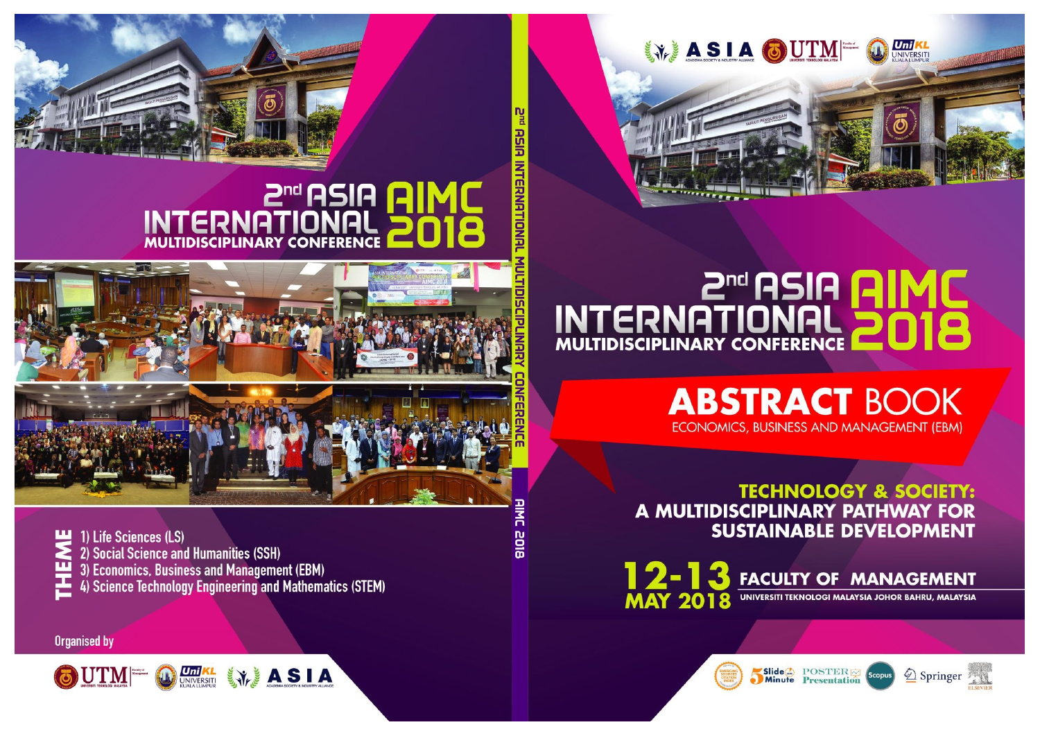# 2nd ASIA INTERNATIONAL MULTIDISCIPLINARY CONFERENCE AIMC 2018

**THEME**

1) Life Sciences (LS)
2) Social Science and Humanities (SSH)
3) Economics, Business and Management (EBM)
4) Science Technology Engineering and Mathematics (STEM)

Organised by

UTM Faculty of Management, Universiti Teknologi Malaysia | UniKL Universiti Kuala Lumpur | ASIA Academia Society & Industry Alliance

2nd ASIA INTERNATIONAL MULTIDISCIPLINARY CONFERENCE

AIMC 2018

# 2nd ASIA INTERNATIONAL MULTIDISCIPLINARY CONFERENCE AIMC 2018

## ABSTRACT BOOK

ECONOMICS, BUSINESS AND MANAGEMENT (EBM)

**TECHNOLOGY & SOCIETY: A MULTIDISCIPLINARY PATHWAY FOR SUSTAINABLE DEVELOPMENT**

**12-13 MAY 2018**

**FACULTY OF MANAGEMENT**

UNIVERSITI TEKNOLOGI MALAYSIA JOHOR BAHRU, MALAYSIA

Emerging Sources Citation Index | 5 Slide Minute | POSTER Presentation | Scopus | Springer | Elsevier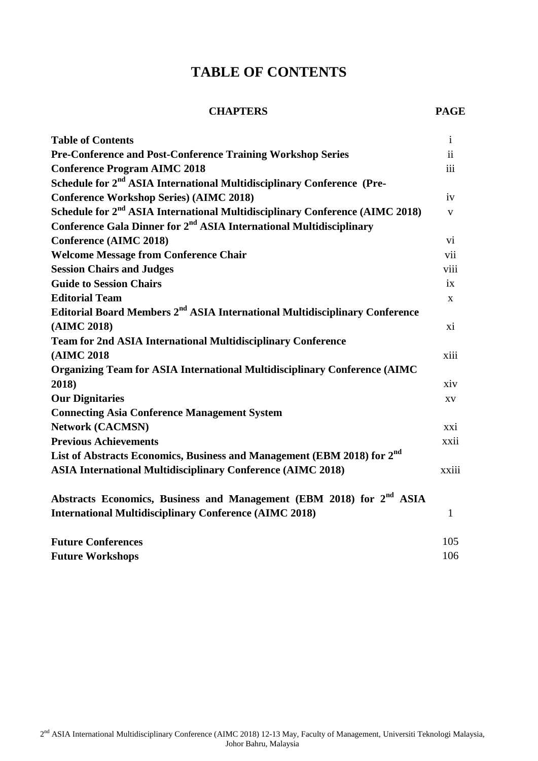# TABLE OF CONTENTS

| CHAPTERS | PAGE |
|---|---|
| **Table of Contents** | i |
| **Pre-Conference and Post-Conference Training Workshop Series** | ii |
| **Conference Program AIMC 2018** | iii |
| **Schedule for 2nd ASIA International Multidisciplinary Conference (Pre-Conference Workshop Series) (AIMC 2018)** | iv |
| **Schedule for 2nd ASIA International Multidisciplinary Conference (AIMC 2018)** | v |
| **Conference Gala Dinner for 2nd ASIA International Multidisciplinary Conference (AIMC 2018)** | vi |
| **Welcome Message from Conference Chair** | vii |
| **Session Chairs and Judges** | viii |
| **Guide to Session Chairs** | ix |
| **Editorial Team** | x |
| **Editorial Board Members 2nd ASIA International Multidisciplinary Conference (AIMC 2018)** | xi |
| **Team for 2nd ASIA International Multidisciplinary Conference (AIMC 2018** | xiii |
| **Organizing Team for ASIA International Multidisciplinary Conference (AIMC 2018)** | xiv |
| **Our Dignitaries** | xv |
| **Connecting Asia Conference Management System Network (CACMSN)** | xxi |
| **Previous Achievements** | xxii |
| **List of Abstracts Economics, Business and Management (EBM 2018) for 2nd ASIA International Multidisciplinary Conference (AIMC 2018)** | xxiii |
| **Abstracts Economics, Business and Management (EBM 2018) for 2nd ASIA International Multidisciplinary Conference (AIMC 2018)** | 1 |
| **Future Conferences** | 105 |
| **Future Workshops** | 106 |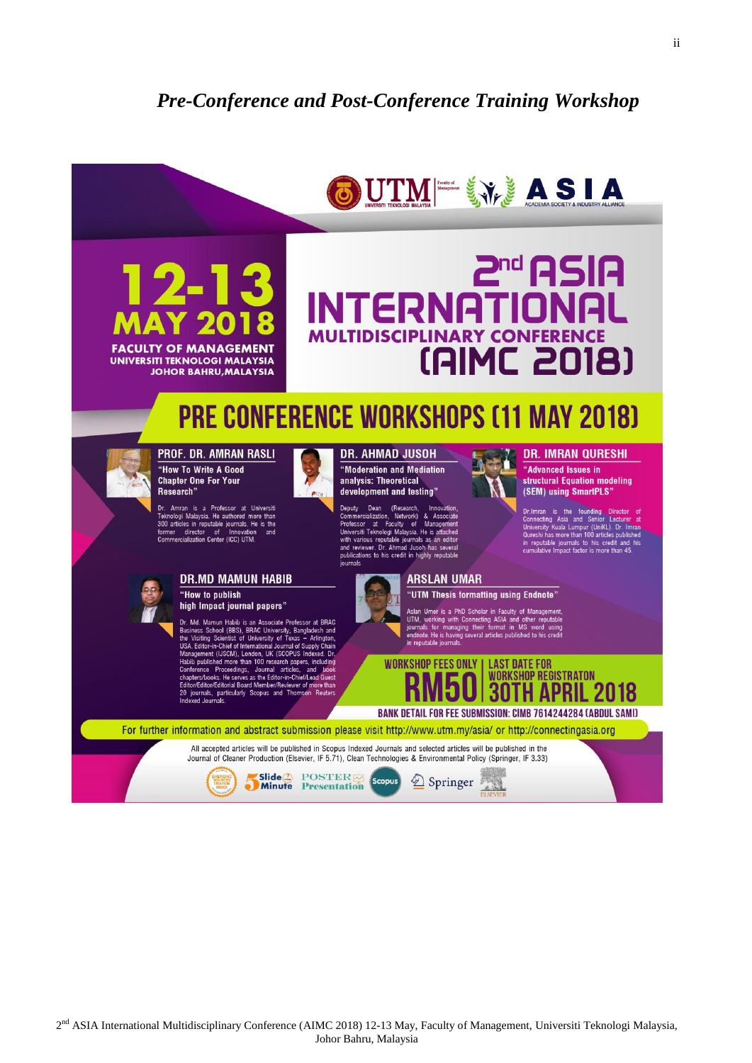## *Pre-Conference and Post-Conference Training Workshop*

UTM Faculty of Management | ASIA ACADEMIA SOCIETY & INDUSTRY ALLIANCE

# 12-13 MAY 2018

FACULTY OF MANAGEMENT
UNIVERSITI TEKNOLOGI MALAYSIA
JOHOR BAHRU,MALAYSIA

# 2nd ASIA INTERNATIONAL MULTIDISCIPLINARY CONFERENCE (AIMC 2018)

## PRE CONFERENCE WORKSHOPS (11 MAY 2018)

### PROF. DR. AMRAN RASLI

**"How To Write A Good Chapter One For Your Research"**

Dr. Amran is a Professor at Universiti Teknologi Malaysia. He authored more than 300 articles in reputable journals. He is the former director of Innovation and Commercialization Center (ICC) UTM.

### DR. AHMAD JUSOH

**"Moderation and Mediation analysis: Theoretical development and testing"**

Deputy Dean (Research, Innovation, Commercialization, Network) & Associate Professor at Faculty of Management Universiti Teknologi Malaysia. He is attached with various reputable journals as an editor and reviewer. Dr. Ahmad Jusoh has several publications to his credit in highly reputable journals

### DR. IMRAN QURESHI

**"Advanced Issues in structural Equation modeling (SEM) using SmartPLS"**

Dr.Imran is the founding Director of Connecting Asia and Senior Lecturer at University Kuala Lumpur (UniKL). Dr. Imran Qureshi has more than 100 articles published in reputable journals to his credit and his cumulative Impact factor is more than 45.

### DR.MD MAMUN HABIB

**"How to publish high Impact journal papers"**

Dr. Md. Mamun Habib is an Associate Professor at BRAC Business School (BBS), BRAC University, Bangladesh and the Visiting Scientist of University of Texas – Arlington, USA. Editor-in-Chief of International Journal of Supply Chain Management (IJSCM), London, UK (SCOPUS Indexed. Dr. Habib published more than 100 research papers, including Conference Proceedings, Journal articles, and book chapters/books. He serves as the Editor-in-Chief/Lead Guest Editor/Editor/Editorial Board Member/Reviewer of more than 20 journals, particularly Scopus and Thomson Reuters Indexed Journals.

### ARSLAN UMAR

**"UTM Thesis formatting using Endnote"**

Aslan Umer is a PhD Scholar in Faculty of Management, UTM, working with Connecting ASIA and other reputable journals for managing their format in MS word using endnote. He is having several articles published to his credit in reputable journals.

**WORKSHOP FEES ONLY RM50** | **LAST DATE FOR WORKSHOP REGISTRATON 30TH APRIL 2018**

**BANK DETAIL FOR FEE SUBMISSION: CIMB 7614244284 (ABDUL SAMI)**

For further information and abstract submission please visit http://www.utm.my/asia/ or http://connectingasia.org

All accepted articles will be published in Scopus Indexed Journals and selected articles will be published in the Journal of Cleaner Production (Elsevier, IF 5.71), Clean Technologies & Environmental Policy (Springer, IF 3.33)

Emerging Sources Citation Index | 5 Slide Minute | POSTER Presentation | Scopus | Springer | ELSEVIER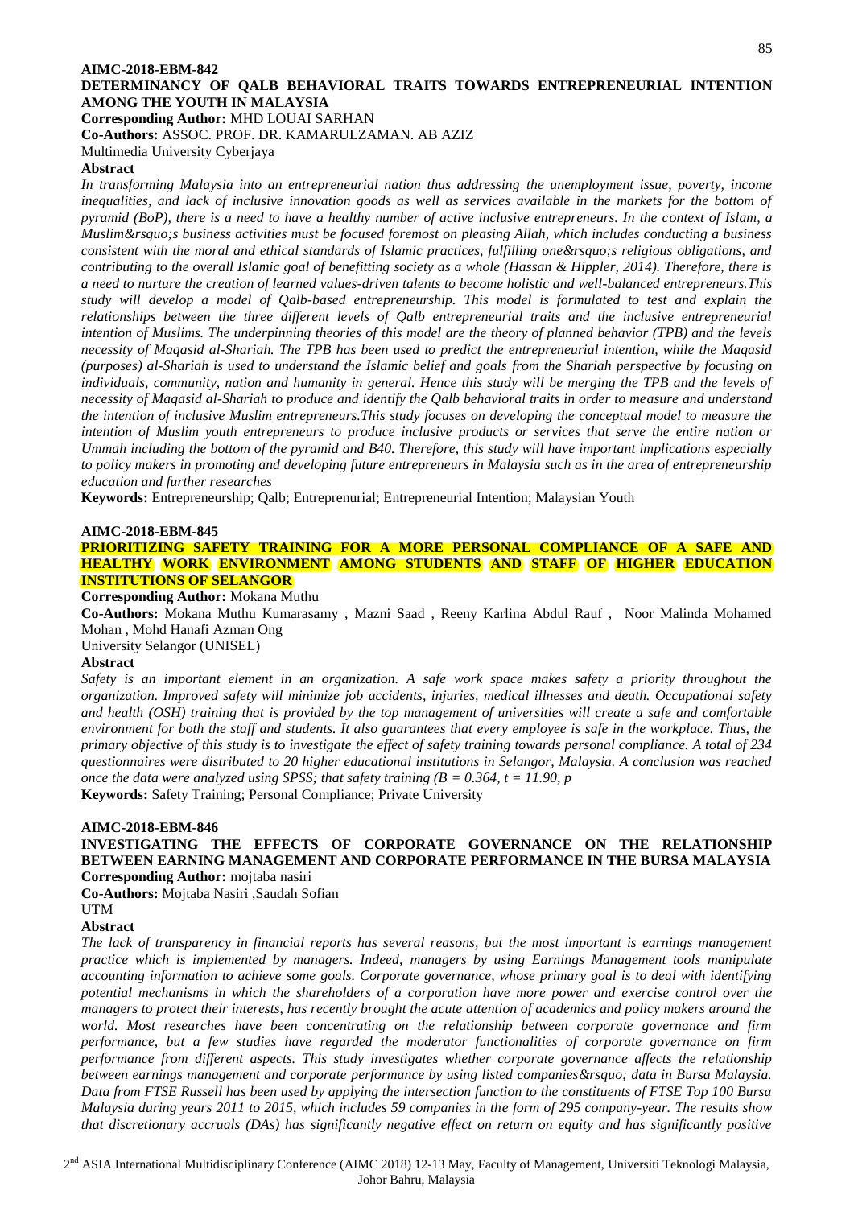**AIMC-2018-EBM-842**

**DETERMINANCY OF QALB BEHAVIORAL TRAITS TOWARDS ENTREPRENEURIAL INTENTION AMONG THE YOUTH IN MALAYSIA**

**Corresponding Author:** MHD LOUAI SARHAN

**Co-Authors:** ASSOC. PROF. DR. KAMARULZAMAN. AB AZIZ

Multimedia University Cyberjaya

**Abstract**

*In transforming Malaysia into an entrepreneurial nation thus addressing the unemployment issue, poverty, income inequalities, and lack of inclusive innovation goods as well as services available in the markets for the bottom of pyramid (BoP), there is a need to have a healthy number of active inclusive entrepreneurs. In the context of Islam, a Muslim&rsquo;s business activities must be focused foremost on pleasing Allah, which includes conducting a business consistent with the moral and ethical standards of Islamic practices, fulfilling one&rsquo;s religious obligations, and contributing to the overall Islamic goal of benefitting society as a whole (Hassan & Hippler, 2014). Therefore, there is a need to nurture the creation of learned values-driven talents to become holistic and well-balanced entrepreneurs.This study will develop a model of Qalb-based entrepreneurship. This model is formulated to test and explain the relationships between the three different levels of Qalb entrepreneurial traits and the inclusive entrepreneurial intention of Muslims. The underpinning theories of this model are the theory of planned behavior (TPB) and the levels necessity of Maqasid al-Shariah. The TPB has been used to predict the entrepreneurial intention, while the Maqasid (purposes) al-Shariah is used to understand the Islamic belief and goals from the Shariah perspective by focusing on individuals, community, nation and humanity in general. Hence this study will be merging the TPB and the levels of necessity of Maqasid al-Shariah to produce and identify the Qalb behavioral traits in order to measure and understand the intention of inclusive Muslim entrepreneurs.This study focuses on developing the conceptual model to measure the intention of Muslim youth entrepreneurs to produce inclusive products or services that serve the entire nation or Ummah including the bottom of the pyramid and B40. Therefore, this study will have important implications especially to policy makers in promoting and developing future entrepreneurs in Malaysia such as in the area of entrepreneurship education and further researches*

**Keywords:** Entrepreneurship; Qalb; Entreprenurial; Entrepreneurial Intention; Malaysian Youth

**AIMC-2018-EBM-845**

**PRIORITIZING SAFETY TRAINING FOR A MORE PERSONAL COMPLIANCE OF A SAFE AND HEALTHY WORK ENVIRONMENT AMONG STUDENTS AND STAFF OF HIGHER EDUCATION INSTITUTIONS OF SELANGOR**

**Corresponding Author:** Mokana Muthu

**Co-Authors:** Mokana Muthu Kumarasamy , Mazni Saad , Reeny Karlina Abdul Rauf , Noor Malinda Mohamed Mohan , Mohd Hanafi Azman Ong

University Selangor (UNISEL)

**Abstract**

*Safety is an important element in an organization. A safe work space makes safety a priority throughout the organization. Improved safety will minimize job accidents, injuries, medical illnesses and death. Occupational safety and health (OSH) training that is provided by the top management of universities will create a safe and comfortable environment for both the staff and students. It also guarantees that every employee is safe in the workplace. Thus, the primary objective of this study is to investigate the effect of safety training towards personal compliance. A total of 234 questionnaires were distributed to 20 higher educational institutions in Selangor, Malaysia. A conclusion was reached once the data were analyzed using SPSS; that safety training ($B = 0.364$, $t = 11.90$, p*

**Keywords:** Safety Training; Personal Compliance; Private University

**AIMC-2018-EBM-846**

**INVESTIGATING THE EFFECTS OF CORPORATE GOVERNANCE ON THE RELATIONSHIP BETWEEN EARNING MANAGEMENT AND CORPORATE PERFORMANCE IN THE BURSA MALAYSIA**

**Corresponding Author:** mojtaba nasiri

**Co-Authors:** Mojtaba Nasiri ,Saudah Sofian

UTM

**Abstract**

*The lack of transparency in financial reports has several reasons, but the most important is earnings management practice which is implemented by managers. Indeed, managers by using Earnings Management tools manipulate accounting information to achieve some goals. Corporate governance, whose primary goal is to deal with identifying potential mechanisms in which the shareholders of a corporation have more power and exercise control over the managers to protect their interests, has recently brought the acute attention of academics and policy makers around the world. Most researches have been concentrating on the relationship between corporate governance and firm performance, but a few studies have regarded the moderator functionalities of corporate governance on firm performance from different aspects. This study investigates whether corporate governance affects the relationship between earnings management and corporate performance by using listed companies&rsquo; data in Bursa Malaysia. Data from FTSE Russell has been used by applying the intersection function to the constituents of FTSE Top 100 Bursa Malaysia during years 2011 to 2015, which includes 59 companies in the form of 295 company-year. The results show that discretionary accruals (DAs) has significantly negative effect on return on equity and has significantly positive*